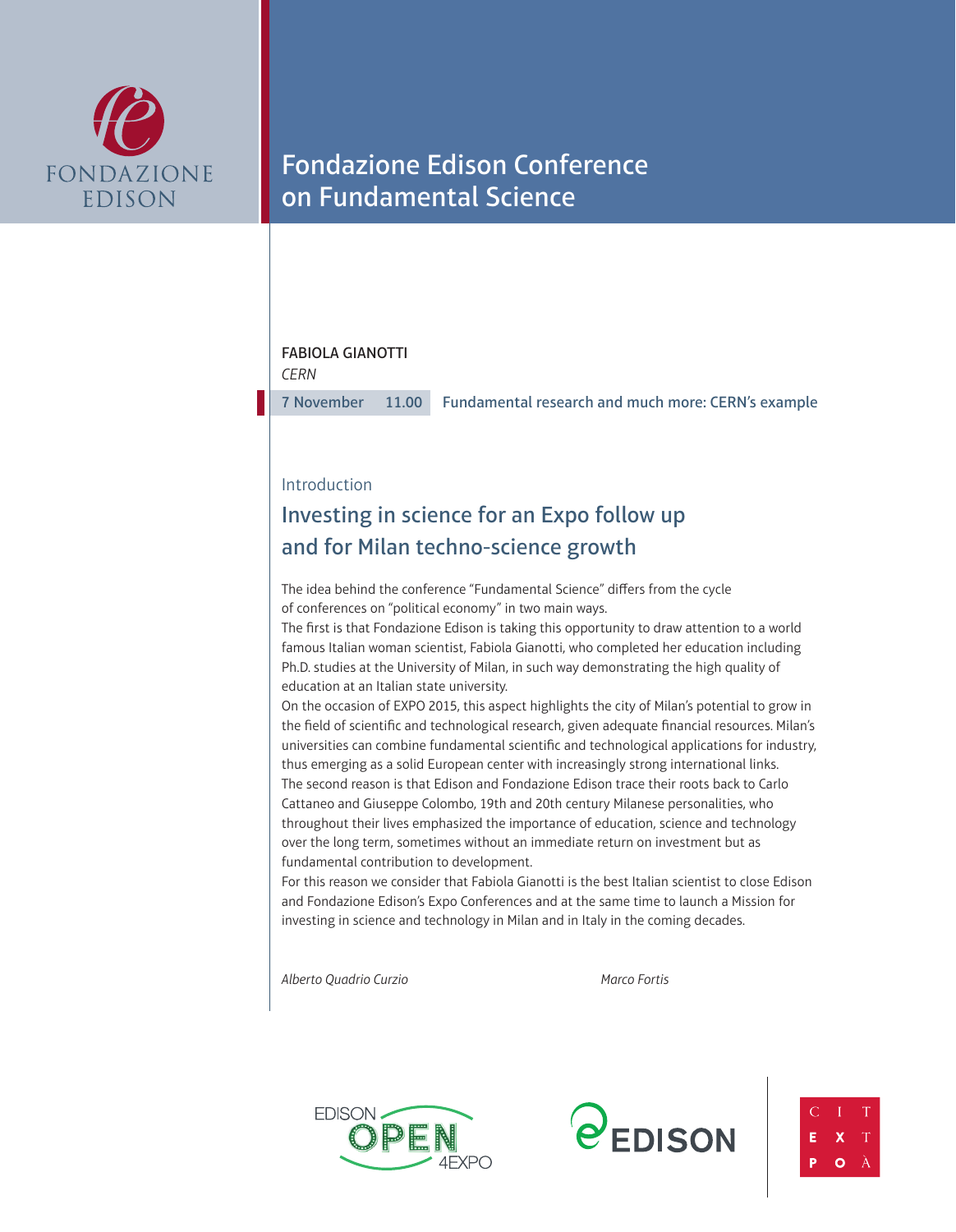FONDAZIONE EDISON

# Fondazione Edison Conference on Fundamental Science

**FABIOLA GIANOTTI**
*CERN*

7 November | 11.00 | Fundamental research and much more: CERN's example

Introduction

## Investing in science for an Expo follow up and for Milan techno-science growth

The idea behind the conference "Fundamental Science" differs from the cycle of conferences on "political economy" in two main ways.
The first is that Fondazione Edison is taking this opportunity to draw attention to a world famous Italian woman scientist, Fabiola Gianotti, who completed her education including Ph.D. studies at the University of Milan, in such way demonstrating the high quality of education at an Italian state university.
On the occasion of EXPO 2015, this aspect highlights the city of Milan's potential to grow in the field of scientific and technological research, given adequate financial resources. Milan's universities can combine fundamental scientific and technological applications for industry, thus emerging as a solid European center with increasingly strong international links.
The second reason is that Edison and Fondazione Edison trace their roots back to Carlo Cattaneo and Giuseppe Colombo, 19th and 20th century Milanese personalities, who throughout their lives emphasized the importance of education, science and technology over the long term, sometimes without an immediate return on investment but as fundamental contribution to development.
For this reason we consider that Fabiola Gianotti is the best Italian scientist to close Edison and Fondazione Edison's Expo Conferences and at the same time to launch a Mission for investing in science and technology in Milan and in Italy in the coming decades.

*Alberto Quadrio Curzio* *Marco Fortis*

EDISON OPEN 4EXPO

EDISON

CITTÀ EXPO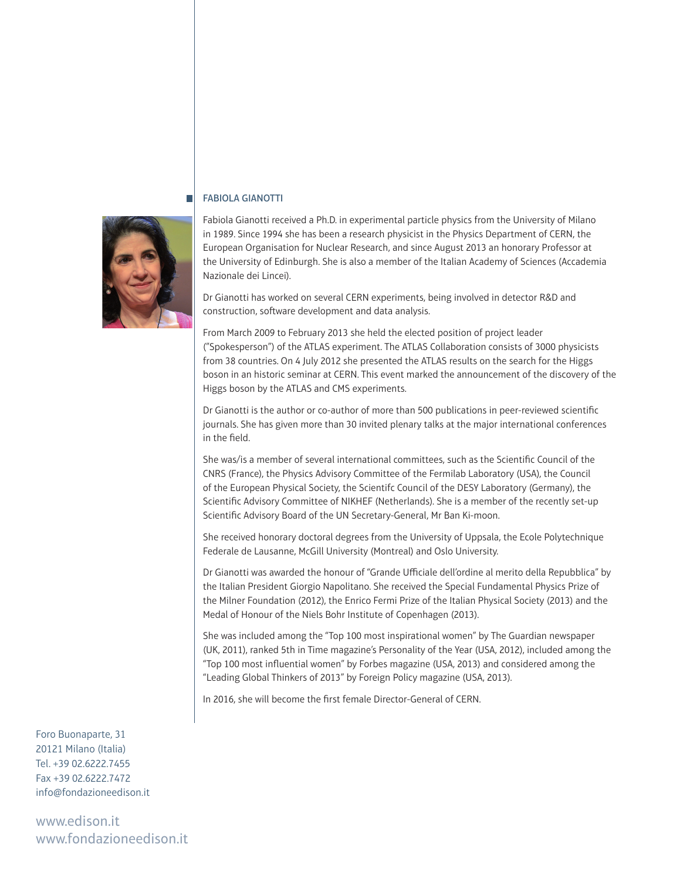## FABIOLA GIANOTTI

Fabiola Gianotti received a Ph.D. in experimental particle physics from the University of Milano in 1989. Since 1994 she has been a research physicist in the Physics Department of CERN, the European Organisation for Nuclear Research, and since August 2013 an honorary Professor at the University of Edinburgh. She is also a member of the Italian Academy of Sciences (Accademia Nazionale dei Lincei).

Dr Gianotti has worked on several CERN experiments, being involved in detector R&D and construction, software development and data analysis.

From March 2009 to February 2013 she held the elected position of project leader ("Spokesperson") of the ATLAS experiment. The ATLAS Collaboration consists of 3000 physicists from 38 countries. On 4 July 2012 she presented the ATLAS results on the search for the Higgs boson in an historic seminar at CERN. This event marked the announcement of the discovery of the Higgs boson by the ATLAS and CMS experiments.

Dr Gianotti is the author or co-author of more than 500 publications in peer-reviewed scientific journals. She has given more than 30 invited plenary talks at the major international conferences in the field.

She was/is a member of several international committees, such as the Scientific Council of the CNRS (France), the Physics Advisory Committee of the Fermilab Laboratory (USA), the Council of the European Physical Society, the Scientifc Council of the DESY Laboratory (Germany), the Scientific Advisory Committee of NIKHEF (Netherlands). She is a member of the recently set-up Scientific Advisory Board of the UN Secretary-General, Mr Ban Ki-moon.

She received honorary doctoral degrees from the University of Uppsala, the Ecole Polytechnique Federale de Lausanne, McGill University (Montreal) and Oslo University.

Dr Gianotti was awarded the honour of "Grande Ufficiale dell'ordine al merito della Repubblica" by the Italian President Giorgio Napolitano. She received the Special Fundamental Physics Prize of the Milner Foundation (2012), the Enrico Fermi Prize of the Italian Physical Society (2013) and the Medal of Honour of the Niels Bohr Institute of Copenhagen (2013).

She was included among the "Top 100 most inspirational women" by The Guardian newspaper (UK, 2011), ranked 5th in Time magazine's Personality of the Year (USA, 2012), included among the "Top 100 most influential women" by Forbes magazine (USA, 2013) and considered among the "Leading Global Thinkers of 2013" by Foreign Policy magazine (USA, 2013).

In 2016, she will become the first female Director-General of CERN.

Foro Buonaparte, 31
20121 Milano (Italia)
Tel. +39 02.6222.7455
Fax +39 02.6222.7472
info@fondazioneedison.it

www.edison.it
www.fondazioneedison.it